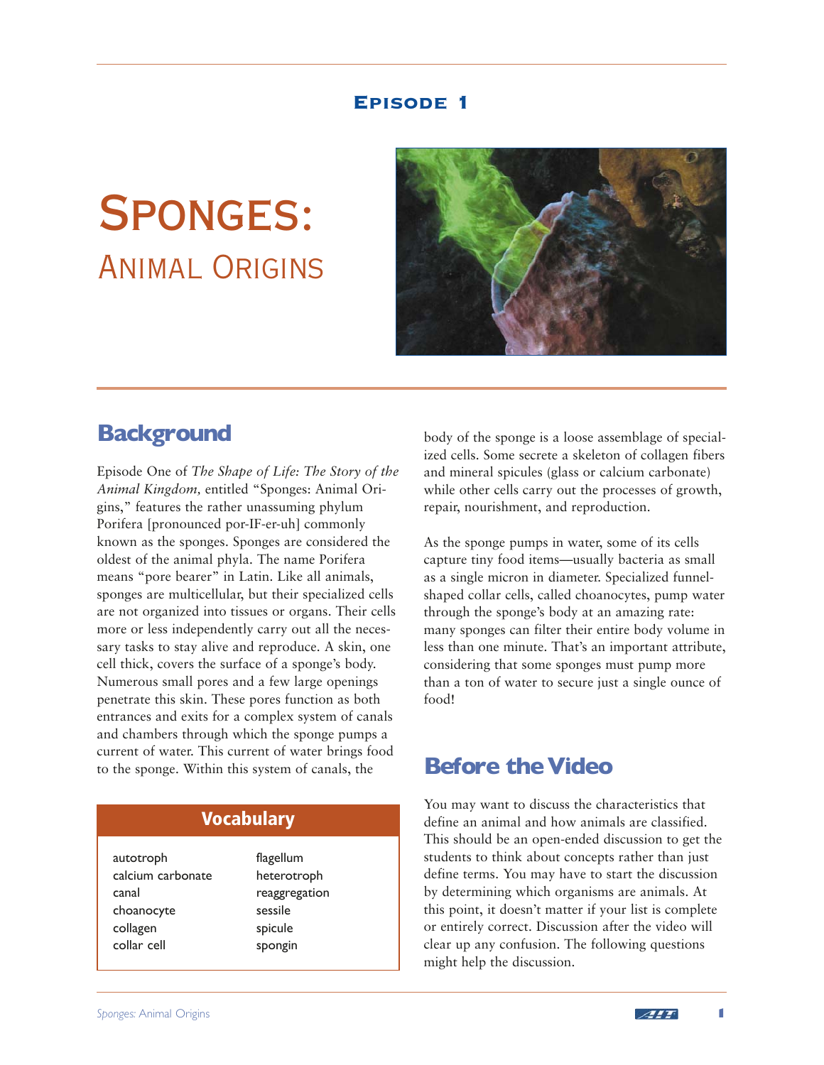## Episode 1

# Sponges:
## Animal Origins

## Background

Episode One of *The Shape of Life: The Story of the Animal Kingdom,* entitled "Sponges: Animal Origins," features the rather unassuming phylum Porifera [pronounced por-IF-er-uh] commonly known as the sponges. Sponges are considered the oldest of the animal phyla. The name Porifera means "pore bearer" in Latin. Like all animals, sponges are multicellular, but their specialized cells are not organized into tissues or organs. Their cells more or less independently carry out all the necessary tasks to stay alive and reproduce. A skin, one cell thick, covers the surface of a sponge's body. Numerous small pores and a few large openings penetrate this skin. These pores function as both entrances and exits for a complex system of canals and chambers through which the sponge pumps a current of water. This current of water brings food to the sponge. Within this system of canals, the body of the sponge is a loose assemblage of specialized cells. Some secrete a skeleton of collagen fibers and mineral spicules (glass or calcium carbonate) while other cells carry out the processes of growth, repair, nourishment, and reproduction.

As the sponge pumps in water, some of its cells capture tiny food items—usually bacteria as small as a single micron in diameter. Specialized funnel-shaped collar cells, called choanocytes, pump water through the sponge's body at an amazing rate: many sponges can filter their entire body volume in less than one minute. That's an important attribute, considering that some sponges must pump more than a ton of water to secure just a single ounce of food!

### Vocabulary

| | |
|---|---|
| autotroph | flagellum |
| calcium carbonate | heterotroph |
| canal | reaggregation |
| choanocyte | sessile |
| collagen | spicule |
| collar cell | spongin |

## Before the Video

You may want to discuss the characteristics that define an animal and how animals are classified. This should be an open-ended discussion to get the students to think about concepts rather than just define terms. You may have to start the discussion by determining which organisms are animals. At this point, it doesn't matter if your list is complete or entirely correct. Discussion after the video will clear up any confusion. The following questions might help the discussion.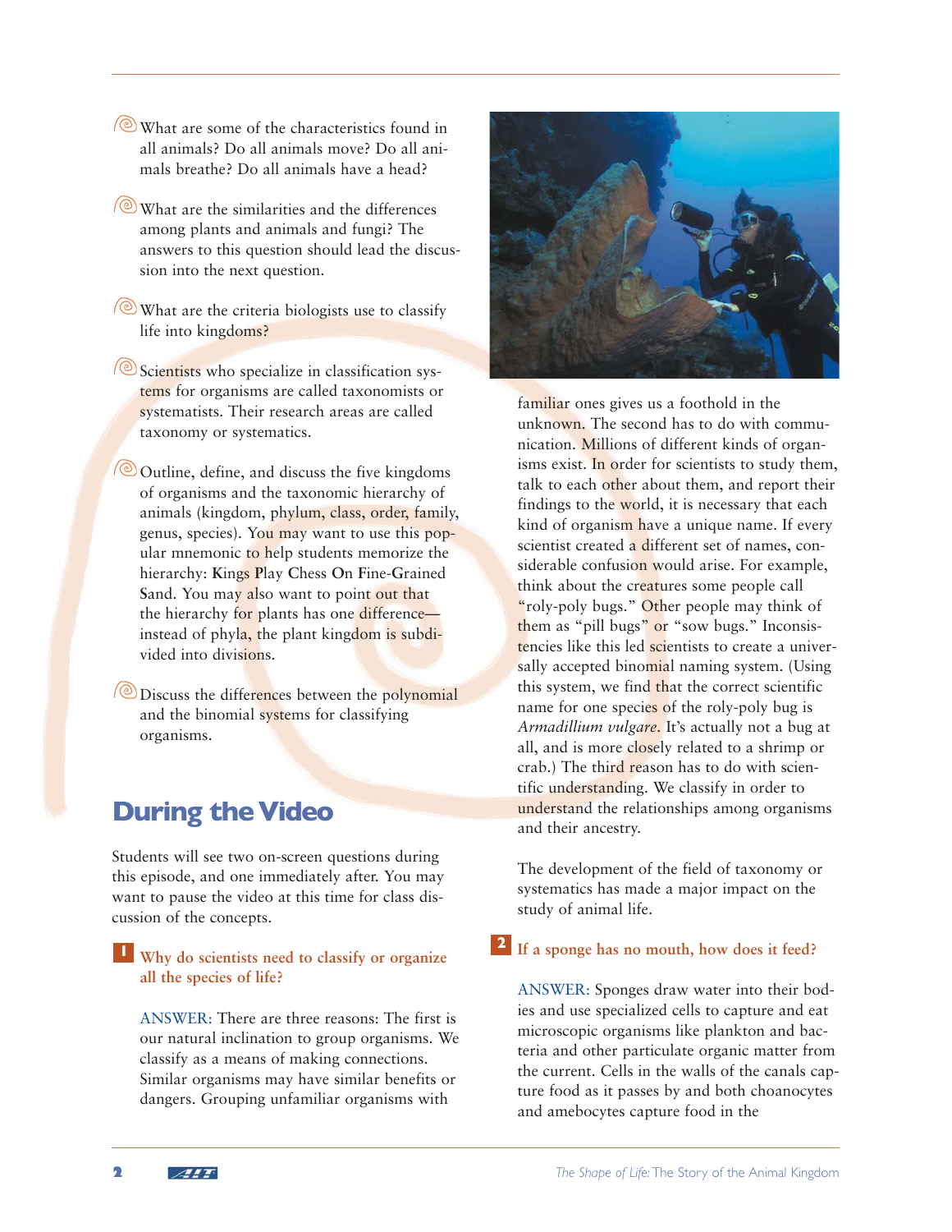- What are some of the characteristics found in all animals? Do all animals move? Do all animals breathe? Do all animals have a head?

- What are the similarities and the differences among plants and animals and fungi? The answers to this question should lead the discussion into the next question.

- What are the criteria biologists use to classify life into kingdoms?

- Scientists who specialize in classification systems for organisms are called taxonomists or systematists. Their research areas are called taxonomy or systematics.

- Outline, define, and discuss the five kingdoms of organisms and the taxonomic hierarchy of animals (kingdom, phylum, class, order, family, genus, species). You may want to use this popular mnemonic to help students memorize the hierarchy: **K**ings **P**lay **C**hess **O**n **F**ine-**G**rained **S**and. You may also want to point out that the hierarchy for plants has one difference—instead of phyla, the plant kingdom is subdivided into divisions.

- Discuss the differences between the polynomial and the binomial systems for classifying organisms.

## During the Video

Students will see two on-screen questions during this episode, and one immediately after. You may want to pause the video at this time for class discussion of the concepts.

### 1 Why do scientists need to classify or organize all the species of life?

ANSWER: There are three reasons: The first is our natural inclination to group organisms. We classify as a means of making connections. Similar organisms may have similar benefits or dangers. Grouping unfamiliar organisms with familiar ones gives us a foothold in the unknown. The second has to do with communication. Millions of different kinds of organisms exist. In order for scientists to study them, talk to each other about them, and report their findings to the world, it is necessary that each kind of organism have a unique name. If every scientist created a different set of names, considerable confusion would arise. For example, think about the creatures some people call "roly-poly bugs." Other people may think of them as "pill bugs" or "sow bugs." Inconsistencies like this led scientists to create a universally accepted binomial naming system. (Using this system, we find that the correct scientific name for one species of the roly-poly bug is *Armadillium vulgare*. It's actually not a bug at all, and is more closely related to a shrimp or crab.) The third reason has to do with scientific understanding. We classify in order to understand the relationships among organisms and their ancestry.

The development of the field of taxonomy or systematics has made a major impact on the study of animal life.

### 2 If a sponge has no mouth, how does it feed?

ANSWER: Sponges draw water into their bodies and use specialized cells to capture and eat microscopic organisms like plankton and bacteria and other particulate organic matter from the current. Cells in the walls of the canals capture food as it passes by and both choanocytes and amebocytes capture food in the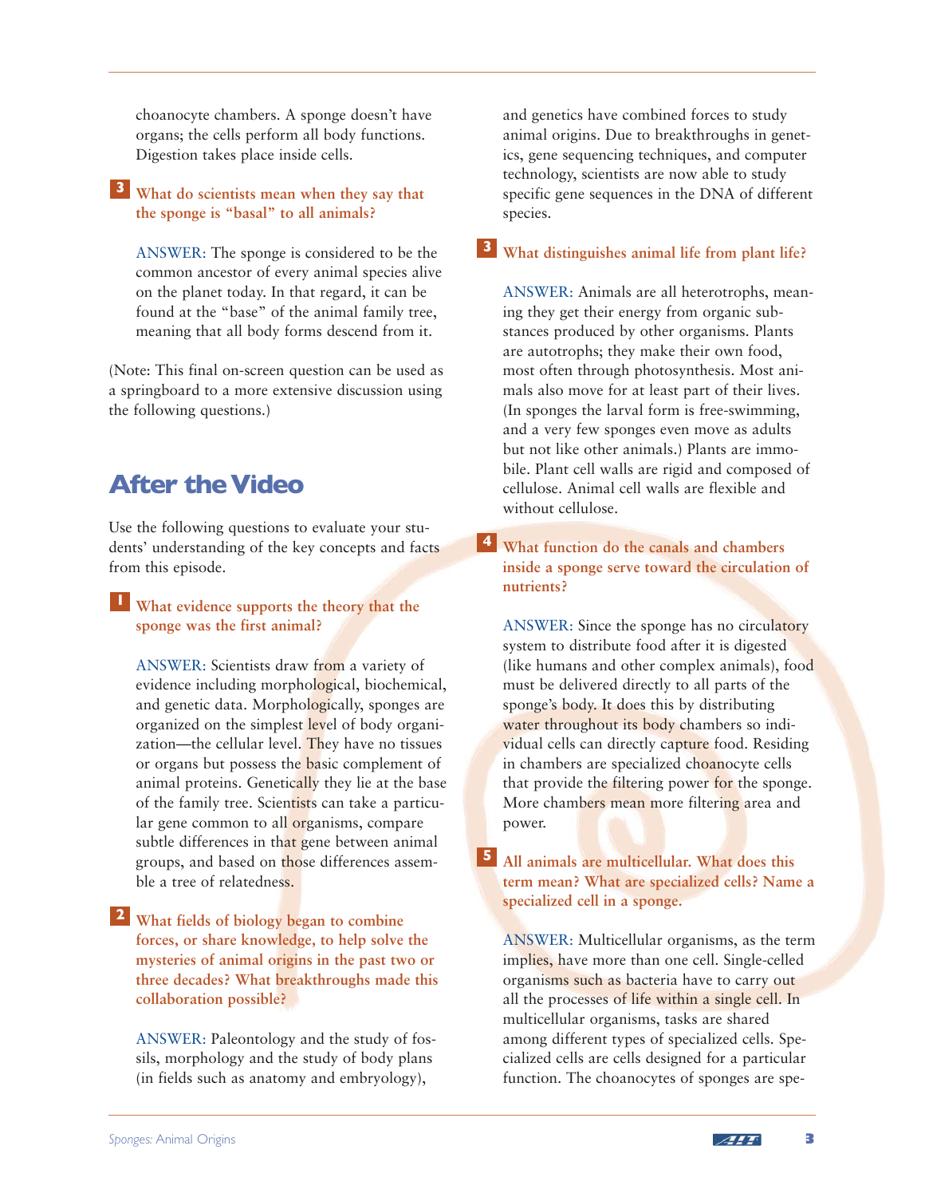choanocyte chambers. A sponge doesn't have organs; the cells perform all body functions. Digestion takes place inside cells.

**3** **What do scientists mean when they say that the sponge is "basal" to all animals?**

ANSWER: The sponge is considered to be the common ancestor of every animal species alive on the planet today. In that regard, it can be found at the "base" of the animal family tree, meaning that all body forms descend from it.

(Note: This final on-screen question can be used as a springboard to a more extensive discussion using the following questions.)

## After the Video

Use the following questions to evaluate your students' understanding of the key concepts and facts from this episode.

**1** **What evidence supports the theory that the sponge was the first animal?**

ANSWER: Scientists draw from a variety of evidence including morphological, biochemical, and genetic data. Morphologically, sponges are organized on the simplest level of body organization—the cellular level. They have no tissues or organs but possess the basic complement of animal proteins. Genetically they lie at the base of the family tree. Scientists can take a particular gene common to all organisms, compare subtle differences in that gene between animal groups, and based on those differences assemble a tree of relatedness.

**2** **What fields of biology began to combine forces, or share knowledge, to help solve the mysteries of animal origins in the past two or three decades? What breakthroughs made this collaboration possible?**

ANSWER: Paleontology and the study of fossils, morphology and the study of body plans (in fields such as anatomy and embryology), and genetics have combined forces to study animal origins. Due to breakthroughs in genetics, gene sequencing techniques, and computer technology, scientists are now able to study specific gene sequences in the DNA of different species.

**3** **What distinguishes animal life from plant life?**

ANSWER: Animals are all heterotrophs, meaning they get their energy from organic substances produced by other organisms. Plants are autotrophs; they make their own food, most often through photosynthesis. Most animals also move for at least part of their lives. (In sponges the larval form is free-swimming, and a very few sponges even move as adults but not like other animals.) Plants are immobile. Plant cell walls are rigid and composed of cellulose. Animal cell walls are flexible and without cellulose.

**4** **What function do the canals and chambers inside a sponge serve toward the circulation of nutrients?**

ANSWER: Since the sponge has no circulatory system to distribute food after it is digested (like humans and other complex animals), food must be delivered directly to all parts of the sponge's body. It does this by distributing water throughout its body chambers so individual cells can directly capture food. Residing in chambers are specialized choanocyte cells that provide the filtering power for the sponge. More chambers mean more filtering area and power.

**5** **All animals are multicellular. What does this term mean? What are specialized cells? Name a specialized cell in a sponge.**

ANSWER: Multicellular organisms, as the term implies, have more than one cell. Single-celled organisms such as bacteria have to carry out all the processes of life within a single cell. In multicellular organisms, tasks are shared among different types of specialized cells. Specialized cells are cells designed for a particular function. The choanocytes of sponges are spe-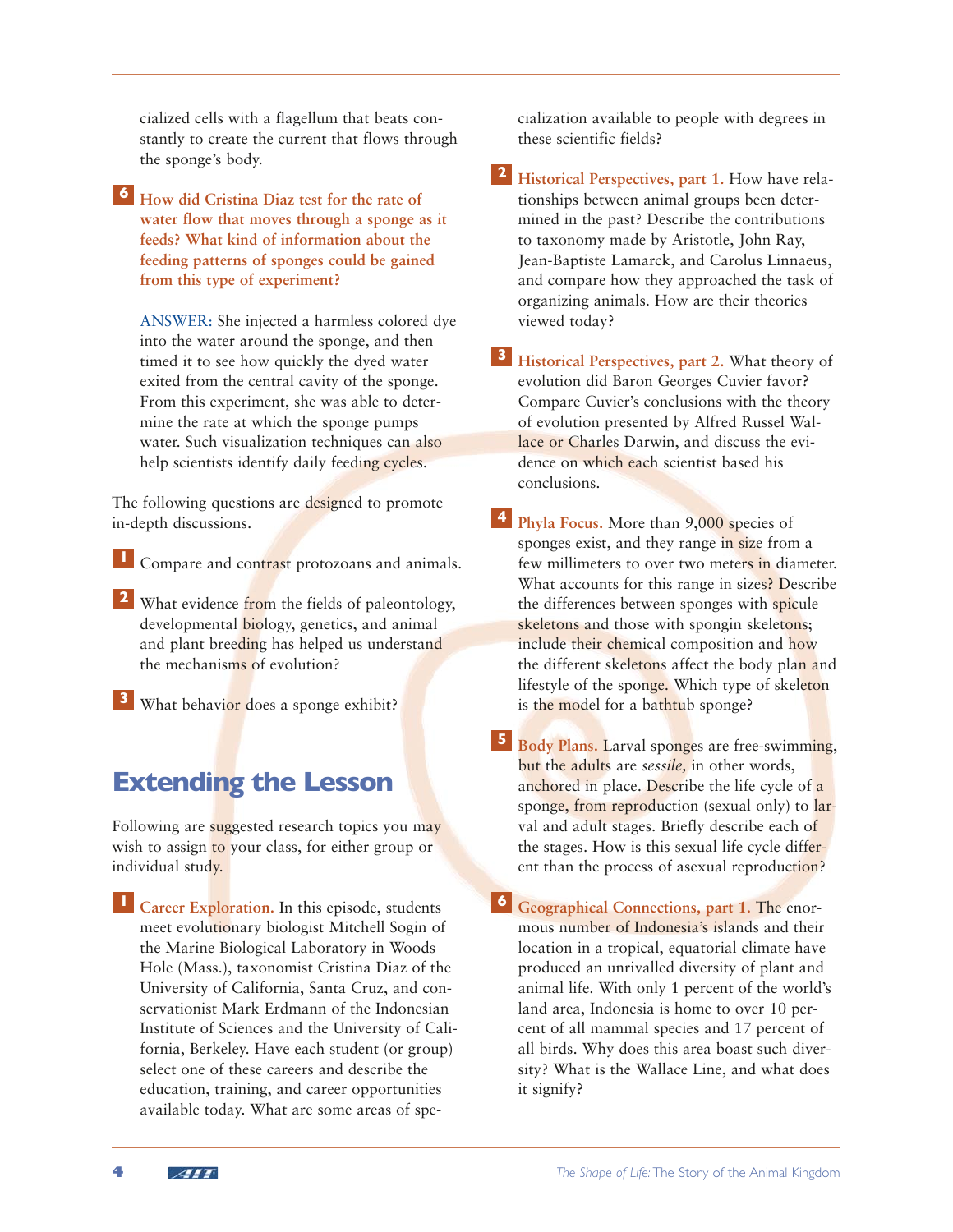cialized cells with a flagellum that beats constantly to create the current that flows through the sponge's body.

**6** **How did Cristina Diaz test for the rate of water flow that moves through a sponge as it feeds? What kind of information about the feeding patterns of sponges could be gained from this type of experiment?**

ANSWER: She injected a harmless colored dye into the water around the sponge, and then timed it to see how quickly the dyed water exited from the central cavity of the sponge. From this experiment, she was able to determine the rate at which the sponge pumps water. Such visualization techniques can also help scientists identify daily feeding cycles.

The following questions are designed to promote in-depth discussions.

**1** Compare and contrast protozoans and animals.

**2** What evidence from the fields of paleontology, developmental biology, genetics, and animal and plant breeding has helped us understand the mechanisms of evolution?

**3** What behavior does a sponge exhibit?

## Extending the Lesson

Following are suggested research topics you may wish to assign to your class, for either group or individual study.

**1** **Career Exploration.** In this episode, students meet evolutionary biologist Mitchell Sogin of the Marine Biological Laboratory in Woods Hole (Mass.), taxonomist Cristina Diaz of the University of California, Santa Cruz, and conservationist Mark Erdmann of the Indonesian Institute of Sciences and the University of California, Berkeley. Have each student (or group) select one of these careers and describe the education, training, and career opportunities available today. What are some areas of specialization available to people with degrees in these scientific fields?

**2** **Historical Perspectives, part 1.** How have relationships between animal groups been determined in the past? Describe the contributions to taxonomy made by Aristotle, John Ray, Jean-Baptiste Lamarck, and Carolus Linnaeus, and compare how they approached the task of organizing animals. How are their theories viewed today?

**3** **Historical Perspectives, part 2.** What theory of evolution did Baron Georges Cuvier favor? Compare Cuvier's conclusions with the theory of evolution presented by Alfred Russel Wallace or Charles Darwin, and discuss the evidence on which each scientist based his conclusions.

**4** **Phyla Focus.** More than 9,000 species of sponges exist, and they range in size from a few millimeters to over two meters in diameter. What accounts for this range in sizes? Describe the differences between sponges with spicule skeletons and those with spongin skeletons; include their chemical composition and how the different skeletons affect the body plan and lifestyle of the sponge. Which type of skeleton is the model for a bathtub sponge?

**5** **Body Plans.** Larval sponges are free-swimming, but the adults are *sessile,* in other words, anchored in place. Describe the life cycle of a sponge, from reproduction (sexual only) to larval and adult stages. Briefly describe each of the stages. How is this sexual life cycle different than the process of asexual reproduction?

**6** **Geographical Connections, part 1.** The enormous number of Indonesia's islands and their location in a tropical, equatorial climate have produced an unrivalled diversity of plant and animal life. With only 1 percent of the world's land area, Indonesia is home to over 10 percent of all mammal species and 17 percent of all birds. Why does this area boast such diversity? What is the Wallace Line, and what does it signify?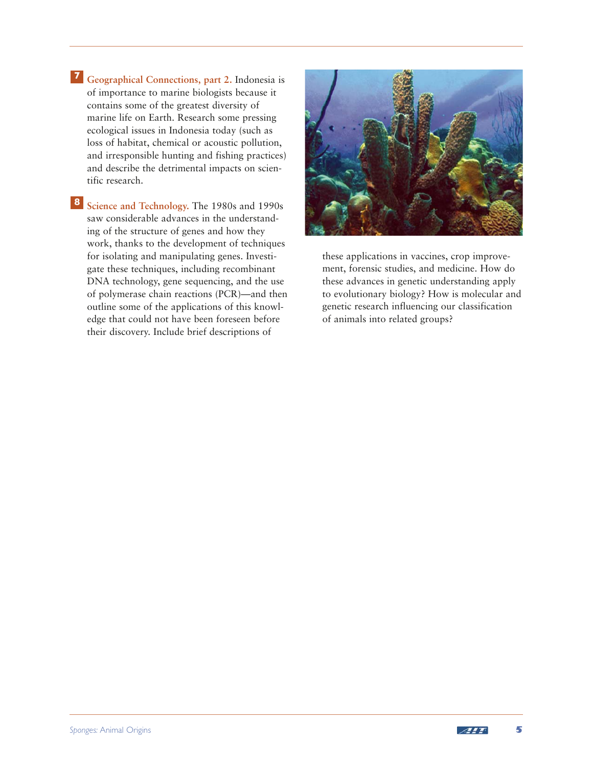**7** **Geographical Connections, part 2.** Indonesia is of importance to marine biologists because it contains some of the greatest diversity of marine life on Earth. Research some pressing ecological issues in Indonesia today (such as loss of habitat, chemical or acoustic pollution, and irresponsible hunting and fishing practices) and describe the detrimental impacts on scientific research.

**8** **Science and Technology.** The 1980s and 1990s saw considerable advances in the understanding of the structure of genes and how they work, thanks to the development of techniques for isolating and manipulating genes. Investigate these techniques, including recombinant DNA technology, gene sequencing, and the use of polymerase chain reactions (PCR)—and then outline some of the applications of this knowledge that could not have been foreseen before their discovery. Include brief descriptions of these applications in vaccines, crop improvement, forensic studies, and medicine. How do these advances in genetic understanding apply to evolutionary biology? How is molecular and genetic research influencing our classification of animals into related groups?